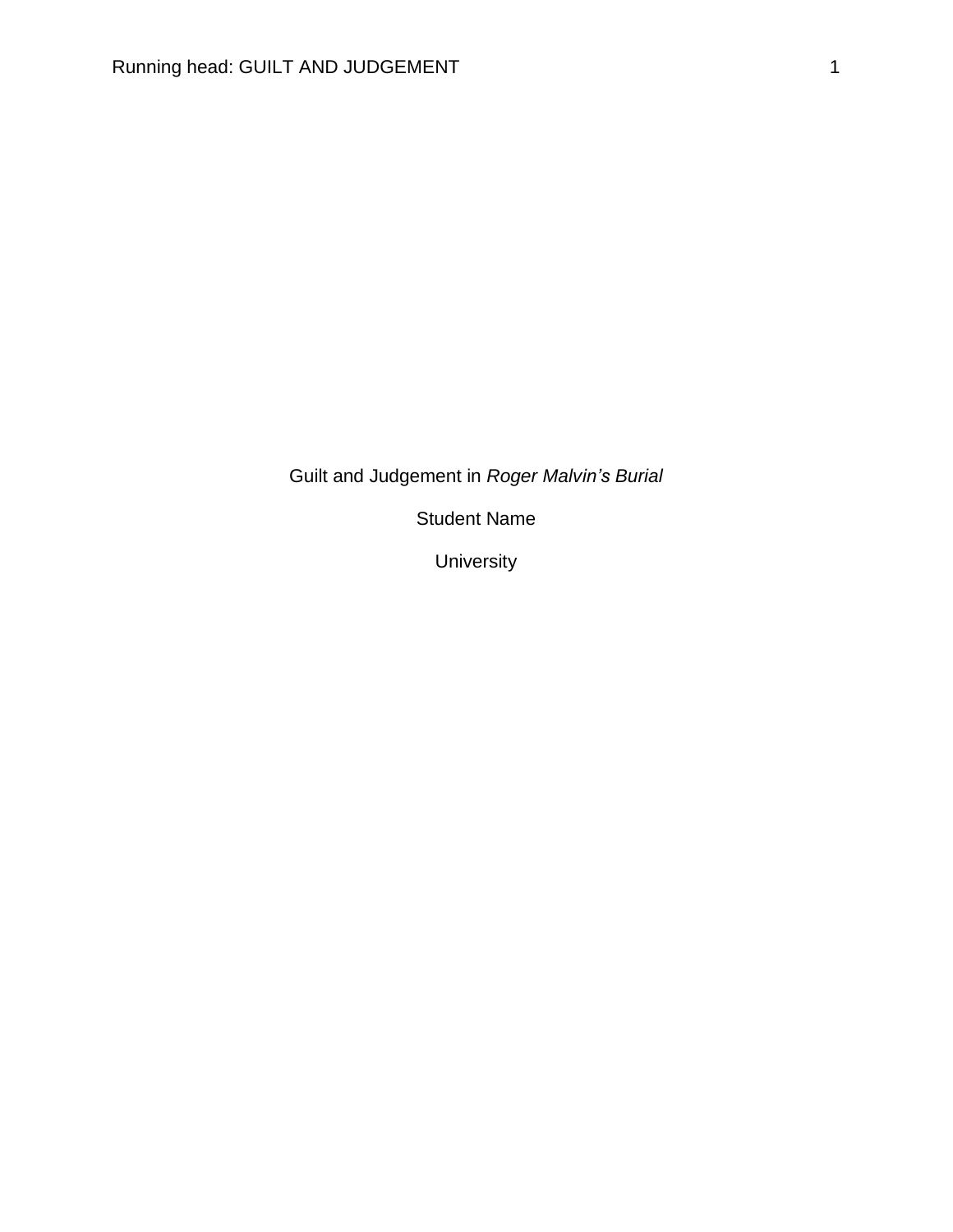Guilt and Judgement in *Roger Malvin's Burial*

Student Name

University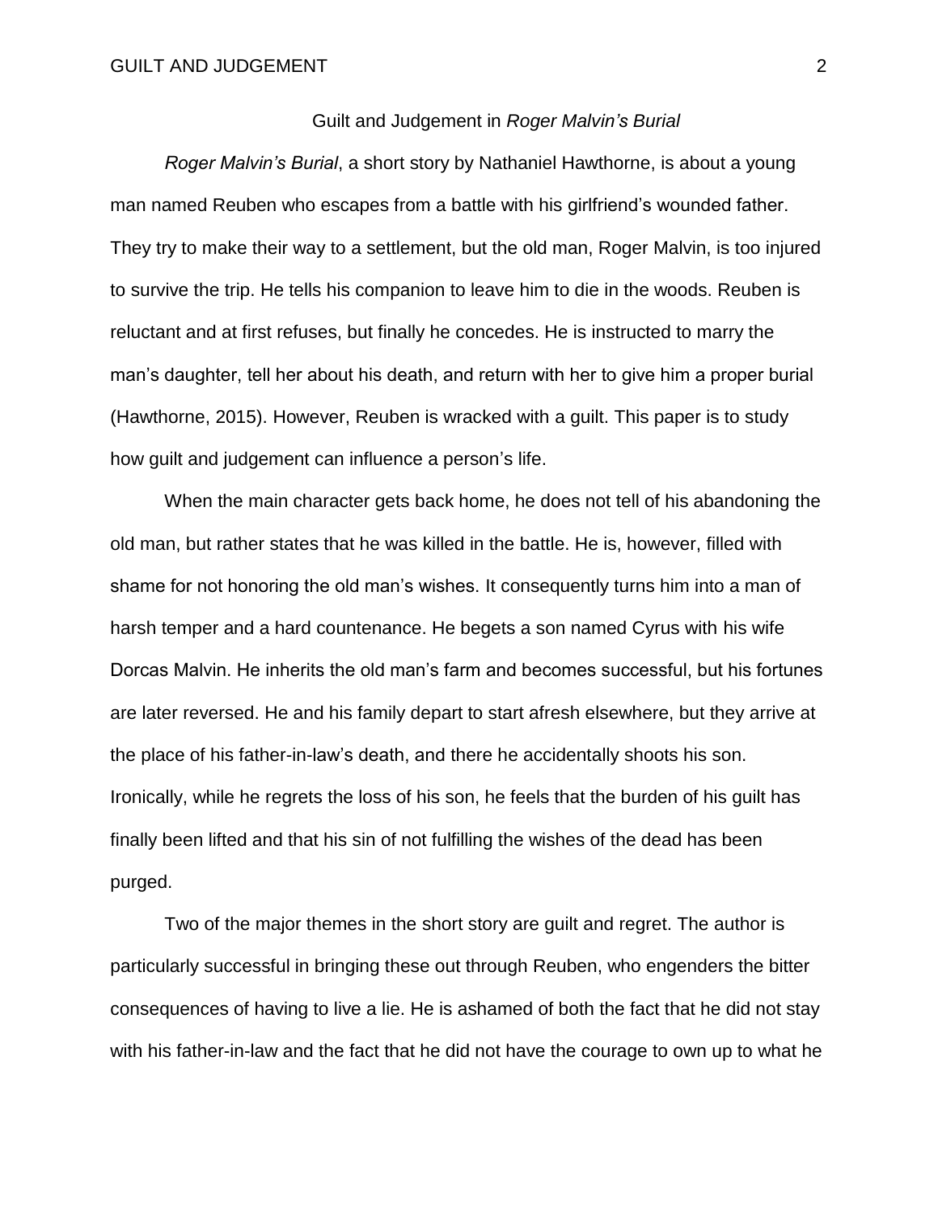# Guilt and Judgement in *Roger Malvin's Burial*

*Roger Malvin's Burial*, a short story by Nathaniel Hawthorne, is about a young man named Reuben who escapes from a battle with his girlfriend's wounded father. They try to make their way to a settlement, but the old man, Roger Malvin, is too injured to survive the trip. He tells his companion to leave him to die in the woods. Reuben is reluctant and at first refuses, but finally he concedes. He is instructed to marry the man's daughter, tell her about his death, and return with her to give him a proper burial (Hawthorne, 2015). However, Reuben is wracked with a guilt. This paper is to study how guilt and judgement can influence a person's life.

When the main character gets back home, he does not tell of his abandoning the old man, but rather states that he was killed in the battle. He is, however, filled with shame for not honoring the old man's wishes. It consequently turns him into a man of harsh temper and a hard countenance. He begets a son named Cyrus with his wife Dorcas Malvin. He inherits the old man's farm and becomes successful, but his fortunes are later reversed. He and his family depart to start afresh elsewhere, but they arrive at the place of his father-in-law's death, and there he accidentally shoots his son. Ironically, while he regrets the loss of his son, he feels that the burden of his guilt has finally been lifted and that his sin of not fulfilling the wishes of the dead has been purged.

Two of the major themes in the short story are guilt and regret. The author is particularly successful in bringing these out through Reuben, who engenders the bitter consequences of having to live a lie. He is ashamed of both the fact that he did not stay with his father-in-law and the fact that he did not have the courage to own up to what he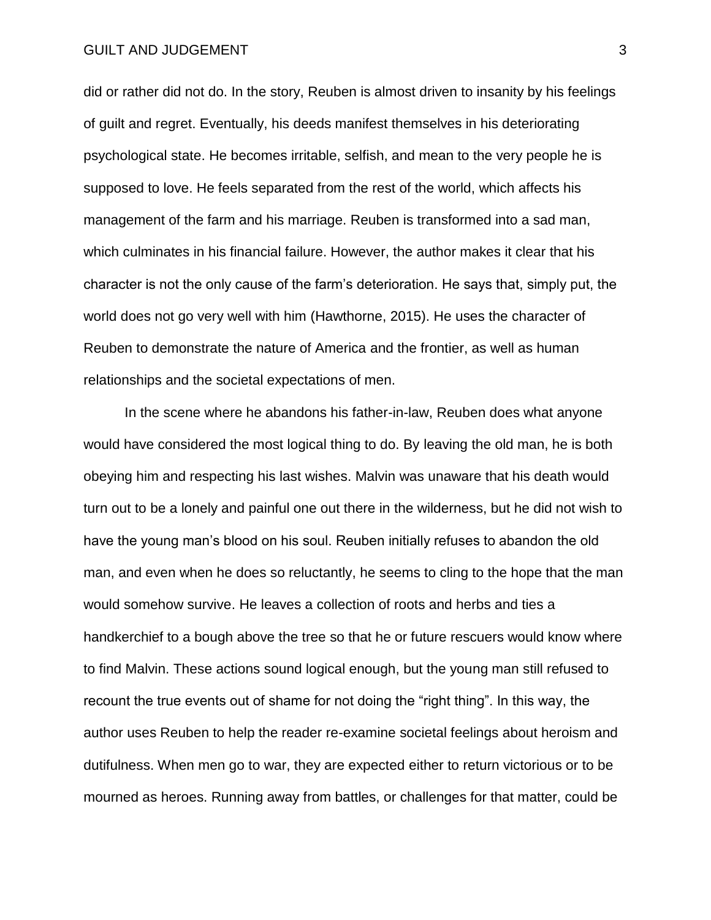did or rather did not do. In the story, Reuben is almost driven to insanity by his feelings of guilt and regret. Eventually, his deeds manifest themselves in his deteriorating psychological state. He becomes irritable, selfish, and mean to the very people he is supposed to love. He feels separated from the rest of the world, which affects his management of the farm and his marriage. Reuben is transformed into a sad man, which culminates in his financial failure. However, the author makes it clear that his character is not the only cause of the farm's deterioration. He says that, simply put, the world does not go very well with him (Hawthorne, 2015). He uses the character of Reuben to demonstrate the nature of America and the frontier, as well as human relationships and the societal expectations of men.

In the scene where he abandons his father-in-law, Reuben does what anyone would have considered the most logical thing to do. By leaving the old man, he is both obeying him and respecting his last wishes. Malvin was unaware that his death would turn out to be a lonely and painful one out there in the wilderness, but he did not wish to have the young man's blood on his soul. Reuben initially refuses to abandon the old man, and even when he does so reluctantly, he seems to cling to the hope that the man would somehow survive. He leaves a collection of roots and herbs and ties a handkerchief to a bough above the tree so that he or future rescuers would know where to find Malvin. These actions sound logical enough, but the young man still refused to recount the true events out of shame for not doing the "right thing". In this way, the author uses Reuben to help the reader re-examine societal feelings about heroism and dutifulness. When men go to war, they are expected either to return victorious or to be mourned as heroes. Running away from battles, or challenges for that matter, could be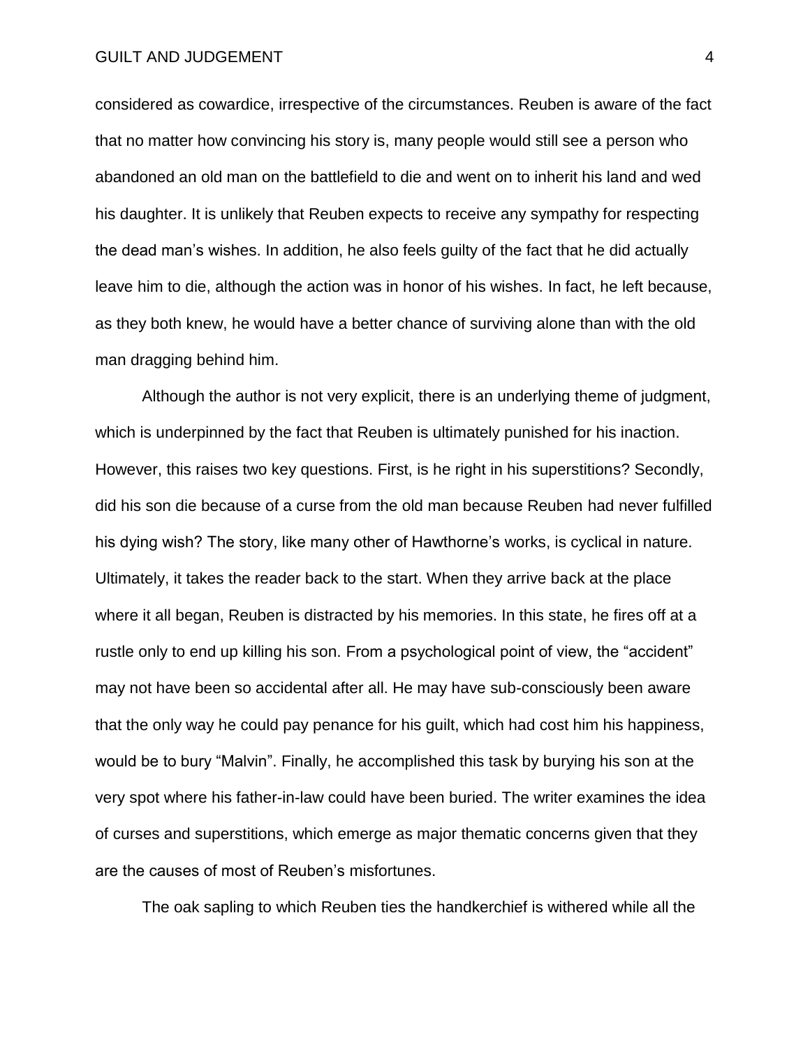considered as cowardice, irrespective of the circumstances. Reuben is aware of the fact that no matter how convincing his story is, many people would still see a person who abandoned an old man on the battlefield to die and went on to inherit his land and wed his daughter. It is unlikely that Reuben expects to receive any sympathy for respecting the dead man's wishes. In addition, he also feels guilty of the fact that he did actually leave him to die, although the action was in honor of his wishes. In fact, he left because, as they both knew, he would have a better chance of surviving alone than with the old man dragging behind him.

Although the author is not very explicit, there is an underlying theme of judgment, which is underpinned by the fact that Reuben is ultimately punished for his inaction. However, this raises two key questions. First, is he right in his superstitions? Secondly, did his son die because of a curse from the old man because Reuben had never fulfilled his dying wish? The story, like many other of Hawthorne's works, is cyclical in nature. Ultimately, it takes the reader back to the start. When they arrive back at the place where it all began, Reuben is distracted by his memories. In this state, he fires off at a rustle only to end up killing his son. From a psychological point of view, the "accident" may not have been so accidental after all. He may have sub-consciously been aware that the only way he could pay penance for his guilt, which had cost him his happiness, would be to bury "Malvin". Finally, he accomplished this task by burying his son at the very spot where his father-in-law could have been buried. The writer examines the idea of curses and superstitions, which emerge as major thematic concerns given that they are the causes of most of Reuben's misfortunes.

The oak sapling to which Reuben ties the handkerchief is withered while all the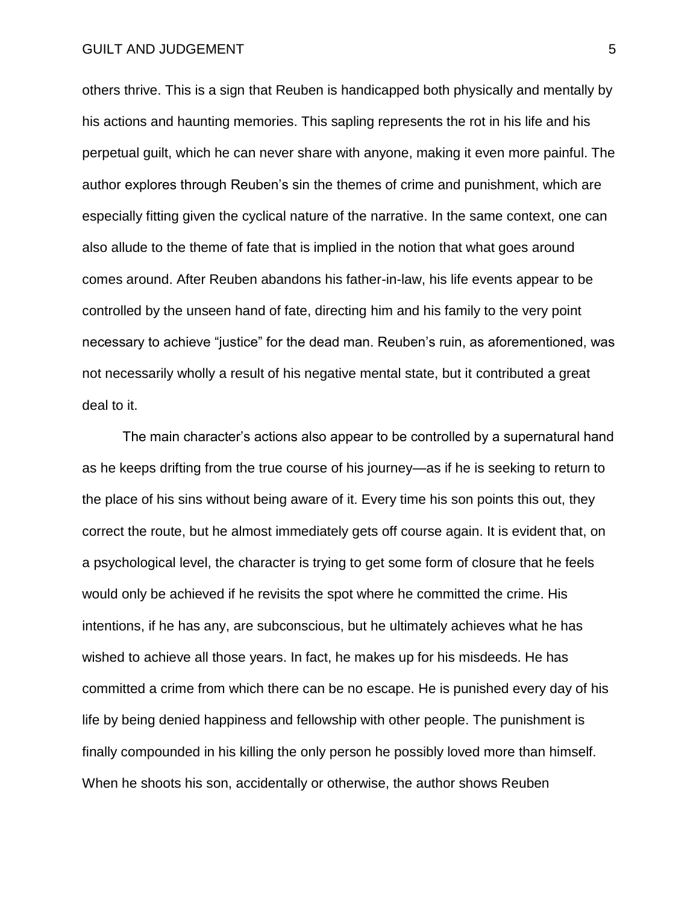others thrive. This is a sign that Reuben is handicapped both physically and mentally by his actions and haunting memories. This sapling represents the rot in his life and his perpetual guilt, which he can never share with anyone, making it even more painful. The author explores through Reuben's sin the themes of crime and punishment, which are especially fitting given the cyclical nature of the narrative. In the same context, one can also allude to the theme of fate that is implied in the notion that what goes around comes around. After Reuben abandons his father-in-law, his life events appear to be controlled by the unseen hand of fate, directing him and his family to the very point necessary to achieve "justice" for the dead man. Reuben's ruin, as aforementioned, was not necessarily wholly a result of his negative mental state, but it contributed a great deal to it.

The main character's actions also appear to be controlled by a supernatural hand as he keeps drifting from the true course of his journey—as if he is seeking to return to the place of his sins without being aware of it. Every time his son points this out, they correct the route, but he almost immediately gets off course again. It is evident that, on a psychological level, the character is trying to get some form of closure that he feels would only be achieved if he revisits the spot where he committed the crime. His intentions, if he has any, are subconscious, but he ultimately achieves what he has wished to achieve all those years. In fact, he makes up for his misdeeds. He has committed a crime from which there can be no escape. He is punished every day of his life by being denied happiness and fellowship with other people. The punishment is finally compounded in his killing the only person he possibly loved more than himself. When he shoots his son, accidentally or otherwise, the author shows Reuben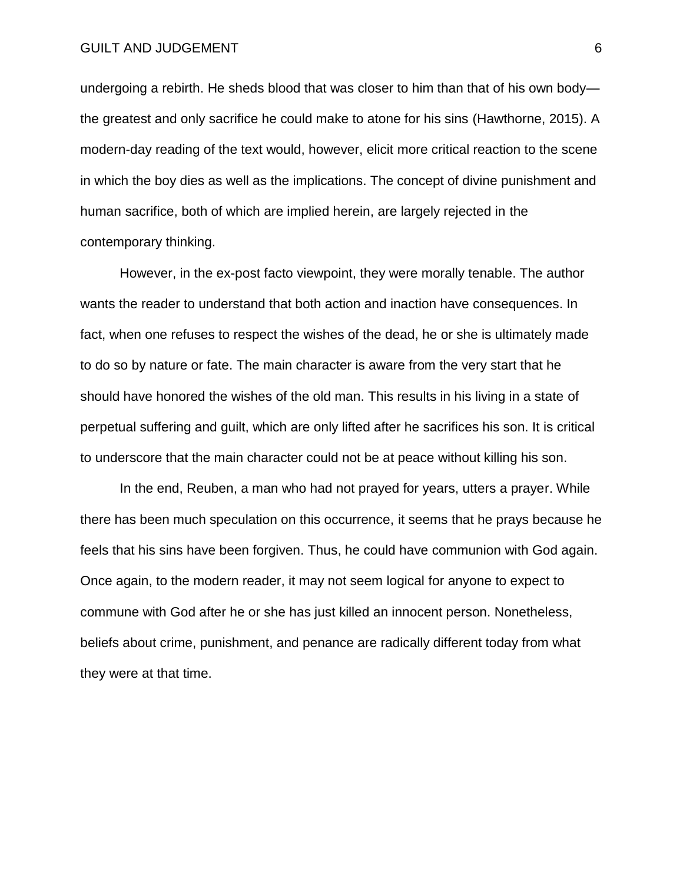undergoing a rebirth. He sheds blood that was closer to him than that of his own body—the greatest and only sacrifice he could make to atone for his sins (Hawthorne, 2015). A modern-day reading of the text would, however, elicit more critical reaction to the scene in which the boy dies as well as the implications. The concept of divine punishment and human sacrifice, both of which are implied herein, are largely rejected in the contemporary thinking.

However, in the ex-post facto viewpoint, they were morally tenable. The author wants the reader to understand that both action and inaction have consequences. In fact, when one refuses to respect the wishes of the dead, he or she is ultimately made to do so by nature or fate. The main character is aware from the very start that he should have honored the wishes of the old man. This results in his living in a state of perpetual suffering and guilt, which are only lifted after he sacrifices his son. It is critical to underscore that the main character could not be at peace without killing his son.

In the end, Reuben, a man who had not prayed for years, utters a prayer. While there has been much speculation on this occurrence, it seems that he prays because he feels that his sins have been forgiven. Thus, he could have communion with God again. Once again, to the modern reader, it may not seem logical for anyone to expect to commune with God after he or she has just killed an innocent person. Nonetheless, beliefs about crime, punishment, and penance are radically different today from what they were at that time.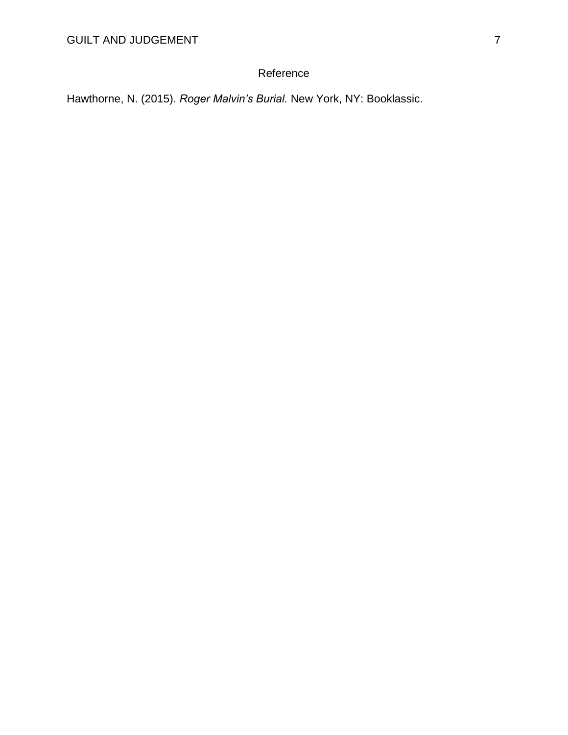# Reference

Hawthorne, N. (2015). *Roger Malvin's Burial.* New York, NY: Booklassic.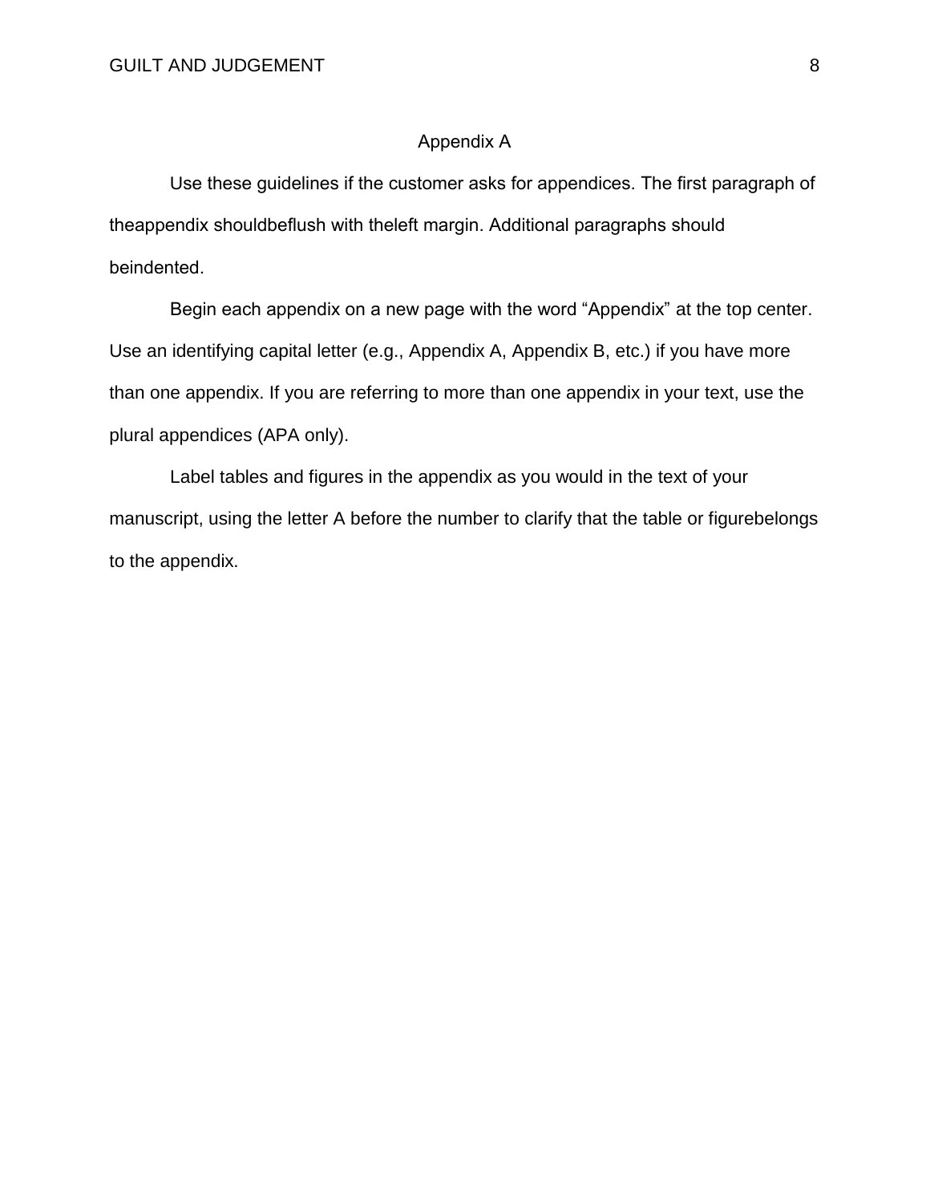# Appendix A

Use these guidelines if the customer asks for appendices. The first paragraph of theappendix shouldbeflush with theleft margin. Additional paragraphs should beindented.

Begin each appendix on a new page with the word “Appendix” at the top center. Use an identifying capital letter (e.g., Appendix A, Appendix B, etc.) if you have more than one appendix. If you are referring to more than one appendix in your text, use the plural appendices (APA only).

Label tables and figures in the appendix as you would in the text of your manuscript, using the letter A before the number to clarify that the table or figurebelongs to the appendix.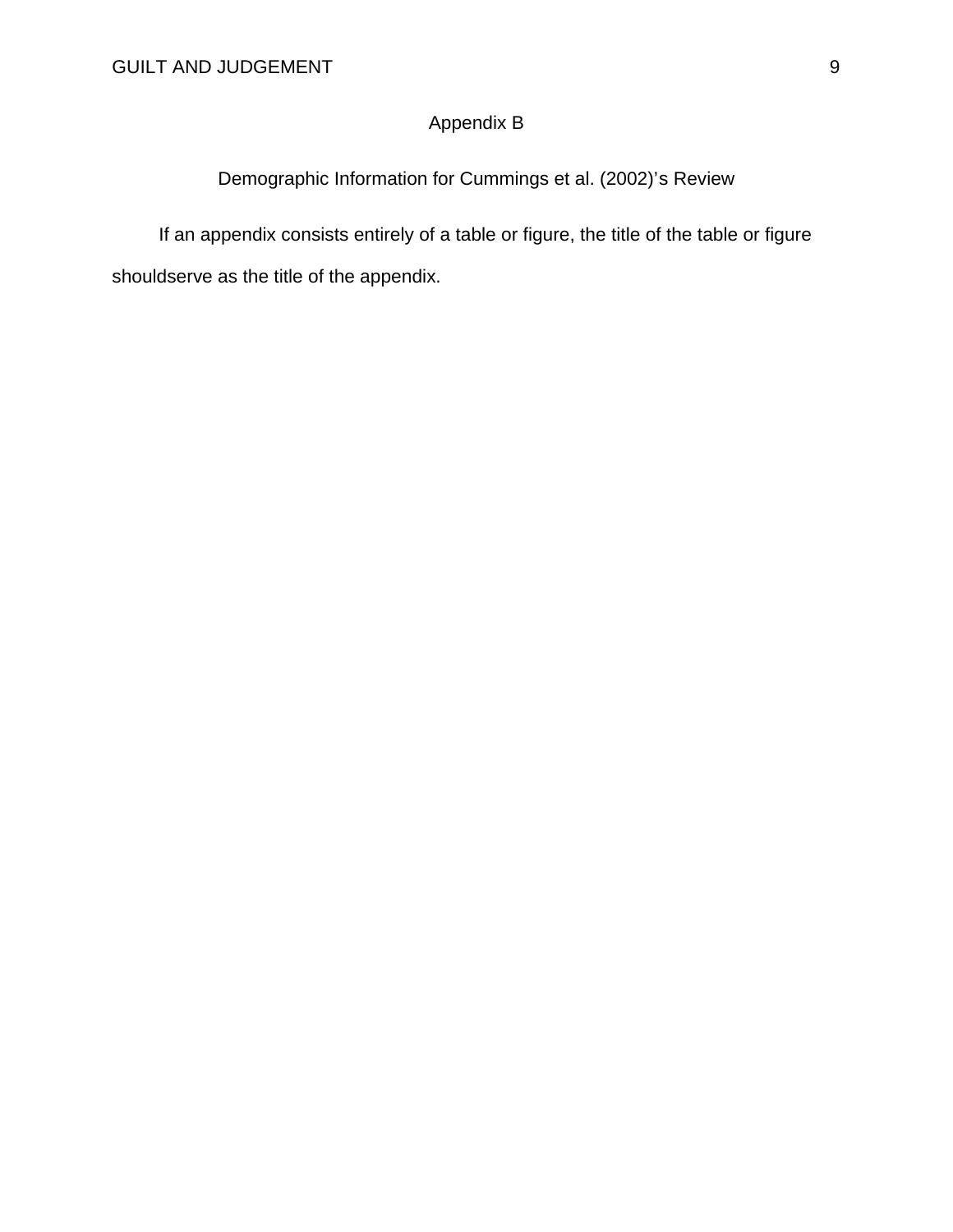# Appendix B

## Demographic Information for Cummings et al. (2002)'s Review

If an appendix consists entirely of a table or figure, the title of the table or figure shouldserve as the title of the appendix.